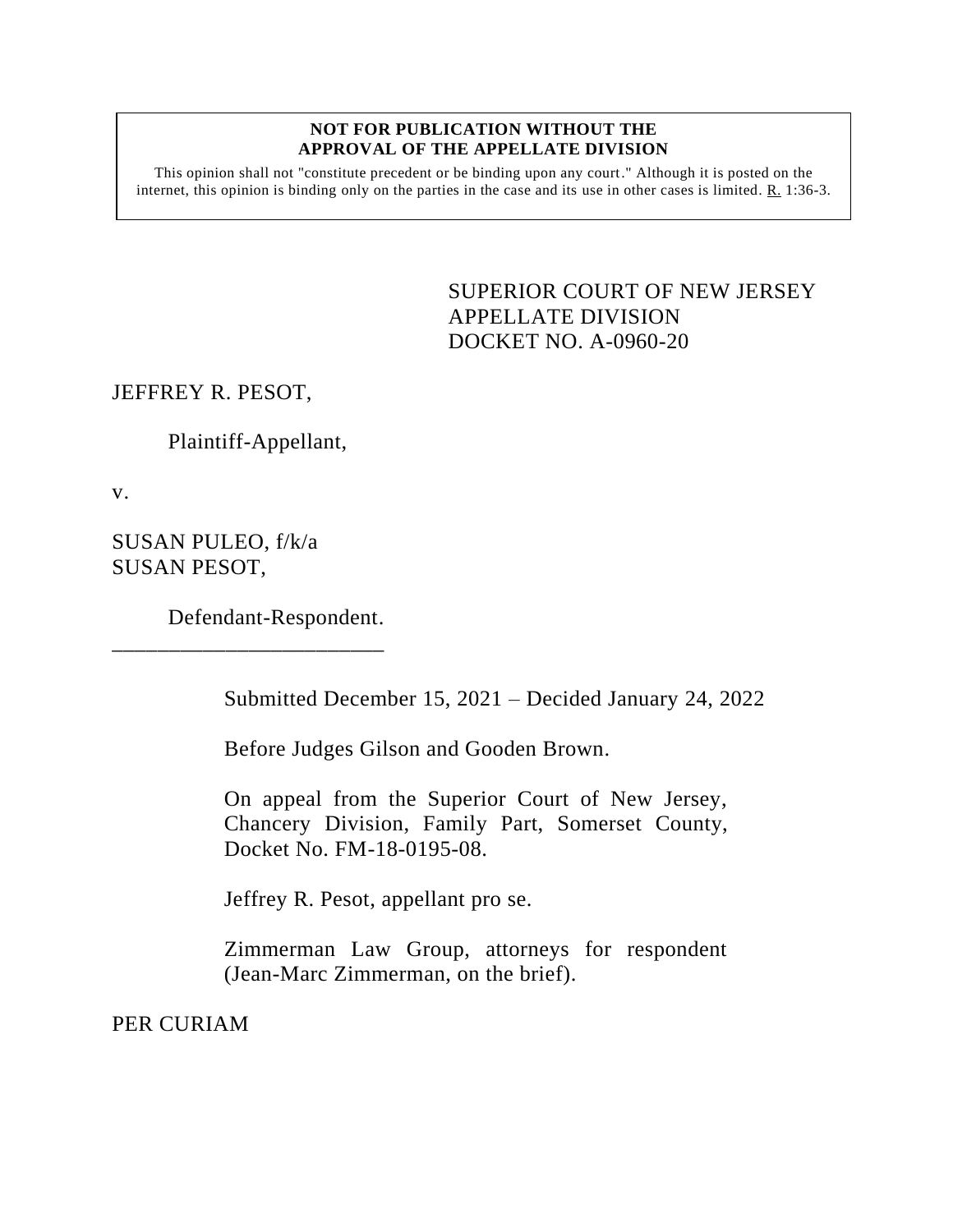**NOT FOR PUBLICATION WITHOUT THE APPROVAL OF THE APPELLATE DIVISION**

This opinion shall not "constitute precedent or be binding upon any court." Although it is posted on the internet, this opinion is binding only on the parties in the case and its use in other cases is limited. R. 1:36-3.

SUPERIOR COURT OF NEW JERSEY
APPELLATE DIVISION
DOCKET NO. A-0960-20

JEFFREY R. PESOT,

Plaintiff-Appellant,

v.

SUSAN PULEO, f/k/a
SUSAN PESOT,

Defendant-Respondent.

\_\_\_\_\_\_\_\_\_\_\_\_\_\_\_\_\_\_\_\_\_\_\_\_\_\_

Submitted December 15, 2021 – Decided January 24, 2022

Before Judges Gilson and Gooden Brown.

On appeal from the Superior Court of New Jersey, Chancery Division, Family Part, Somerset County, Docket No. FM-18-0195-08.

Jeffrey R. Pesot, appellant pro se.

Zimmerman Law Group, attorneys for respondent (Jean-Marc Zimmerman, on the brief).

PER CURIAM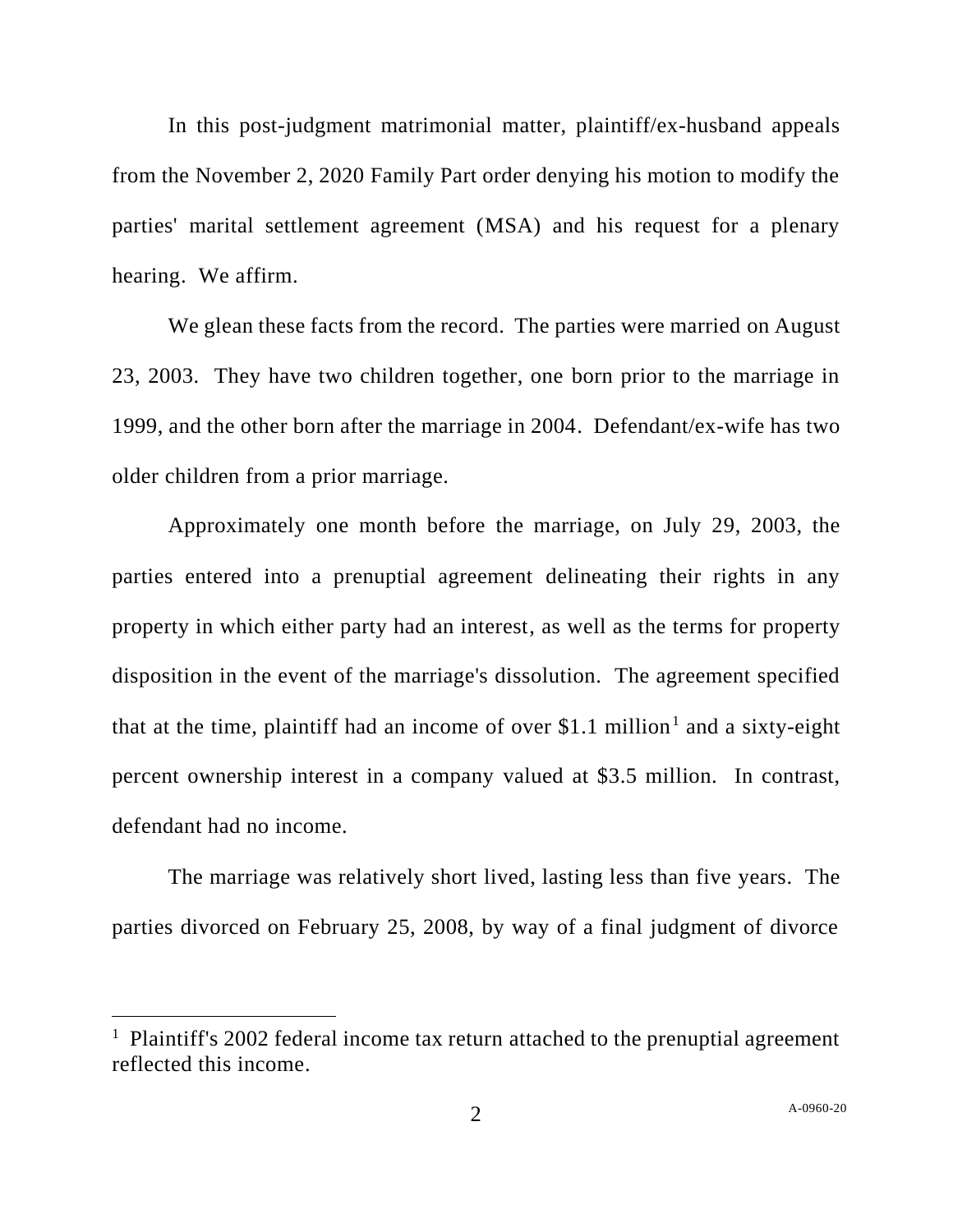In this post-judgment matrimonial matter, plaintiff/ex-husband appeals from the November 2, 2020 Family Part order denying his motion to modify the parties' marital settlement agreement (MSA) and his request for a plenary hearing. We affirm.

We glean these facts from the record. The parties were married on August 23, 2003. They have two children together, one born prior to the marriage in 1999, and the other born after the marriage in 2004. Defendant/ex-wife has two older children from a prior marriage.

Approximately one month before the marriage, on July 29, 2003, the parties entered into a prenuptial agreement delineating their rights in any property in which either party had an interest, as well as the terms for property disposition in the event of the marriage's dissolution. The agreement specified that at the time, plaintiff had an income of over $1.1 million[1] and a sixty-eight percent ownership interest in a company valued at $3.5 million. In contrast, defendant had no income.

The marriage was relatively short lived, lasting less than five years. The parties divorced on February 25, 2008, by way of a final judgment of divorce

[1] Plaintiff's 2002 federal income tax return attached to the prenuptial agreement reflected this income.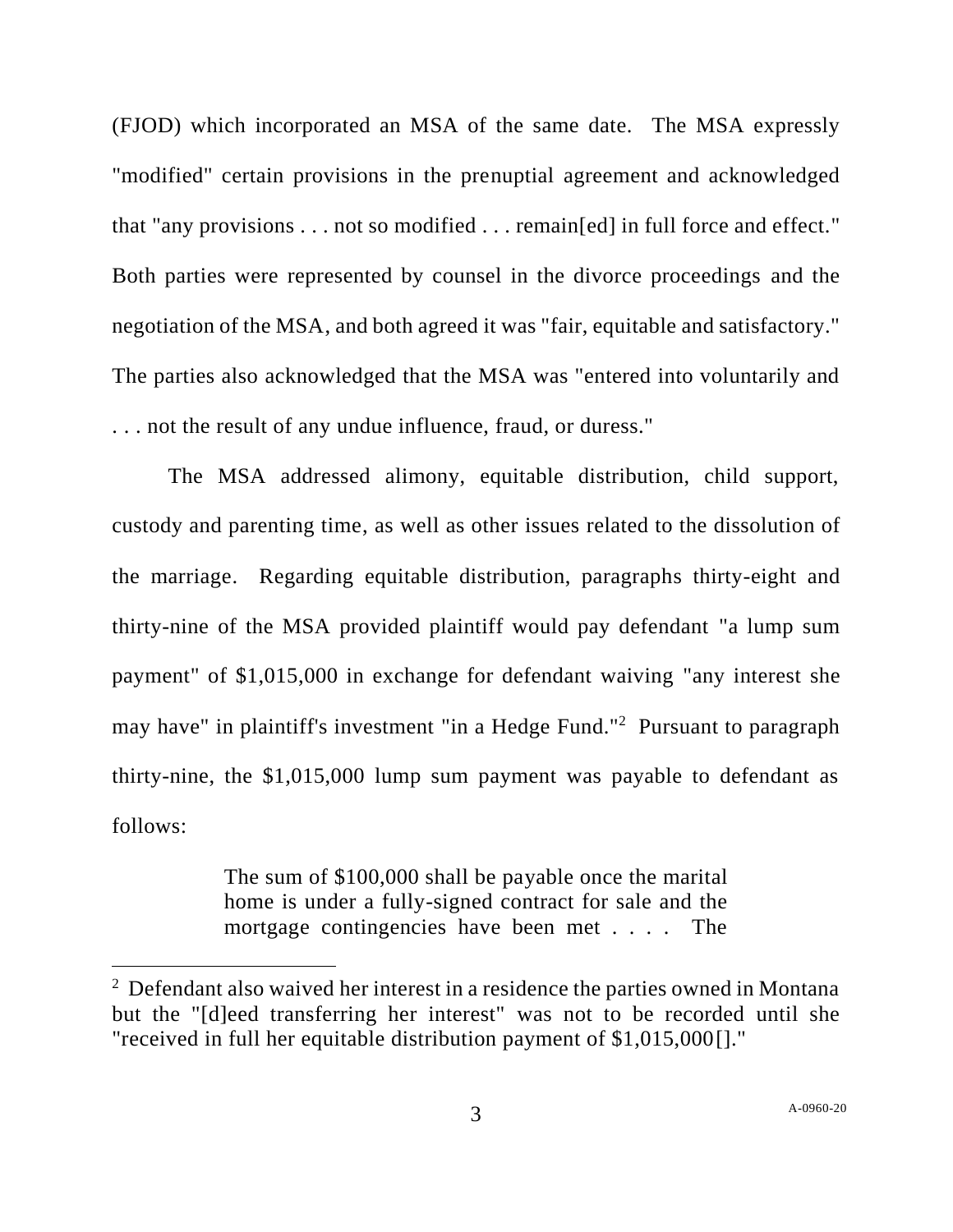(FJOD) which incorporated an MSA of the same date. The MSA expressly "modified" certain provisions in the prenuptial agreement and acknowledged that "any provisions . . . not so modified . . . remain[ed] in full force and effect." Both parties were represented by counsel in the divorce proceedings and the negotiation of the MSA, and both agreed it was "fair, equitable and satisfactory." The parties also acknowledged that the MSA was "entered into voluntarily and . . . not the result of any undue influence, fraud, or duress."

The MSA addressed alimony, equitable distribution, child support, custody and parenting time, as well as other issues related to the dissolution of the marriage. Regarding equitable distribution, paragraphs thirty-eight and thirty-nine of the MSA provided plaintiff would pay defendant "a lump sum payment" of $1,015,000 in exchange for defendant waiving "any interest she may have" in plaintiff's investment "in a Hedge Fund."[2] Pursuant to paragraph thirty-nine, the $1,015,000 lump sum payment was payable to defendant as follows:

> The sum of $100,000 shall be payable once the marital home is under a fully-signed contract for sale and the mortgage contingencies have been met . . . . The

---

[2] Defendant also waived her interest in a residence the parties owned in Montana but the "[d]eed transferring her interest" was not to be recorded until she "received in full her equitable distribution payment of $1,015,000[]."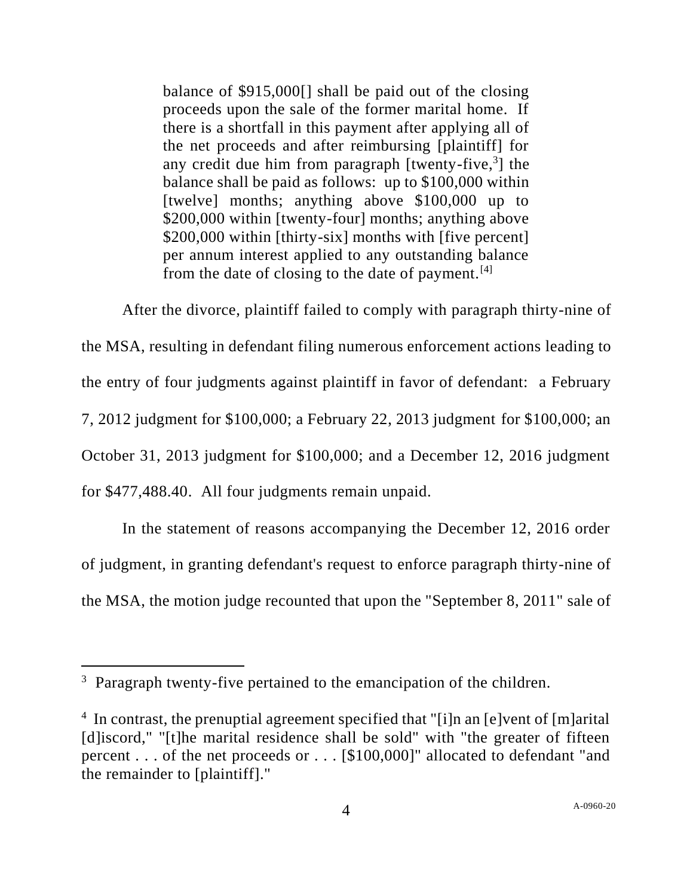> balance of $915,000[] shall be paid out of the closing proceeds upon the sale of the former marital home. If there is a shortfall in this payment after applying all of the net proceeds and after reimbursing [plaintiff] for any credit due him from paragraph [twenty-five,[3]] the balance shall be paid as follows: up to $100,000 within [twelve] months; anything above $100,000 up to $200,000 within [twenty-four] months; anything above $200,000 within [thirty-six] months with [five percent] per annum interest applied to any outstanding balance from the date of closing to the date of payment.[4]

After the divorce, plaintiff failed to comply with paragraph thirty-nine of the MSA, resulting in defendant filing numerous enforcement actions leading to the entry of four judgments against plaintiff in favor of defendant: a February 7, 2012 judgment for $100,000; a February 22, 2013 judgment for $100,000; an October 31, 2013 judgment for $100,000; and a December 12, 2016 judgment for $477,488.40. All four judgments remain unpaid.

In the statement of reasons accompanying the December 12, 2016 order of judgment, in granting defendant's request to enforce paragraph thirty-nine of the MSA, the motion judge recounted that upon the "September 8, 2011" sale of

---

[3] Paragraph twenty-five pertained to the emancipation of the children.

[4] In contrast, the prenuptial agreement specified that "[i]n an [e]vent of [m]arital [d]iscord," "[t]he marital residence shall be sold" with "the greater of fifteen percent . . . of the net proceeds or . . . [$100,000]" allocated to defendant "and the remainder to [plaintiff]."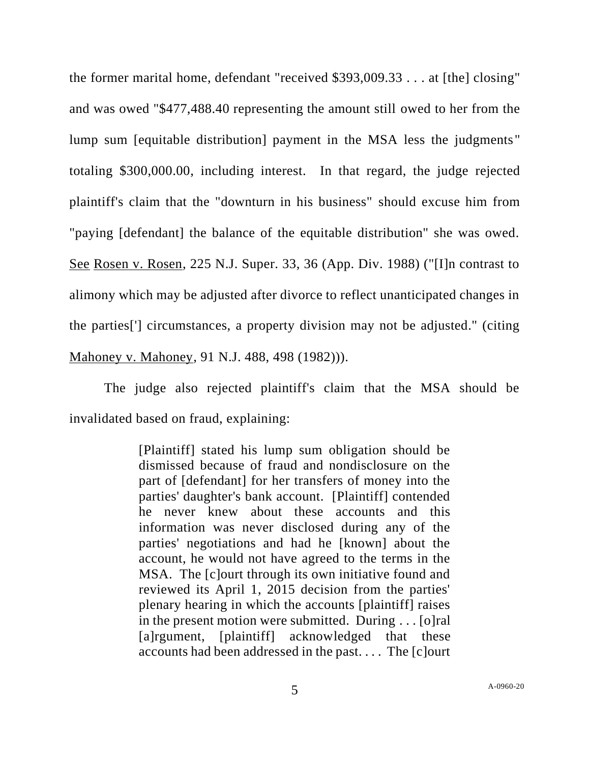the former marital home, defendant "received $393,009.33 . . . at [the] closing" and was owed "$477,488.40 representing the amount still owed to her from the lump sum [equitable distribution] payment in the MSA less the judgments" totaling $300,000.00, including interest. In that regard, the judge rejected plaintiff's claim that the "downturn in his business" should excuse him from "paying [defendant] the balance of the equitable distribution" she was owed. See Rosen v. Rosen, 225 N.J. Super. 33, 36 (App. Div. 1988) ("[I]n contrast to alimony which may be adjusted after divorce to reflect unanticipated changes in the parties['] circumstances, a property division may not be adjusted." (citing Mahoney v. Mahoney, 91 N.J. 488, 498 (1982))).

The judge also rejected plaintiff's claim that the MSA should be invalidated based on fraud, explaining:

> [Plaintiff] stated his lump sum obligation should be dismissed because of fraud and nondisclosure on the part of [defendant] for her transfers of money into the parties' daughter's bank account. [Plaintiff] contended he never knew about these accounts and this information was never disclosed during any of the parties' negotiations and had he [known] about the account, he would not have agreed to the terms in the MSA. The [c]ourt through its own initiative found and reviewed its April 1, 2015 decision from the parties' plenary hearing in which the accounts [plaintiff] raises in the present motion were submitted. During . . . [o]ral [a]rgument, [plaintiff] acknowledged that these accounts had been addressed in the past. . . . The [c]ourt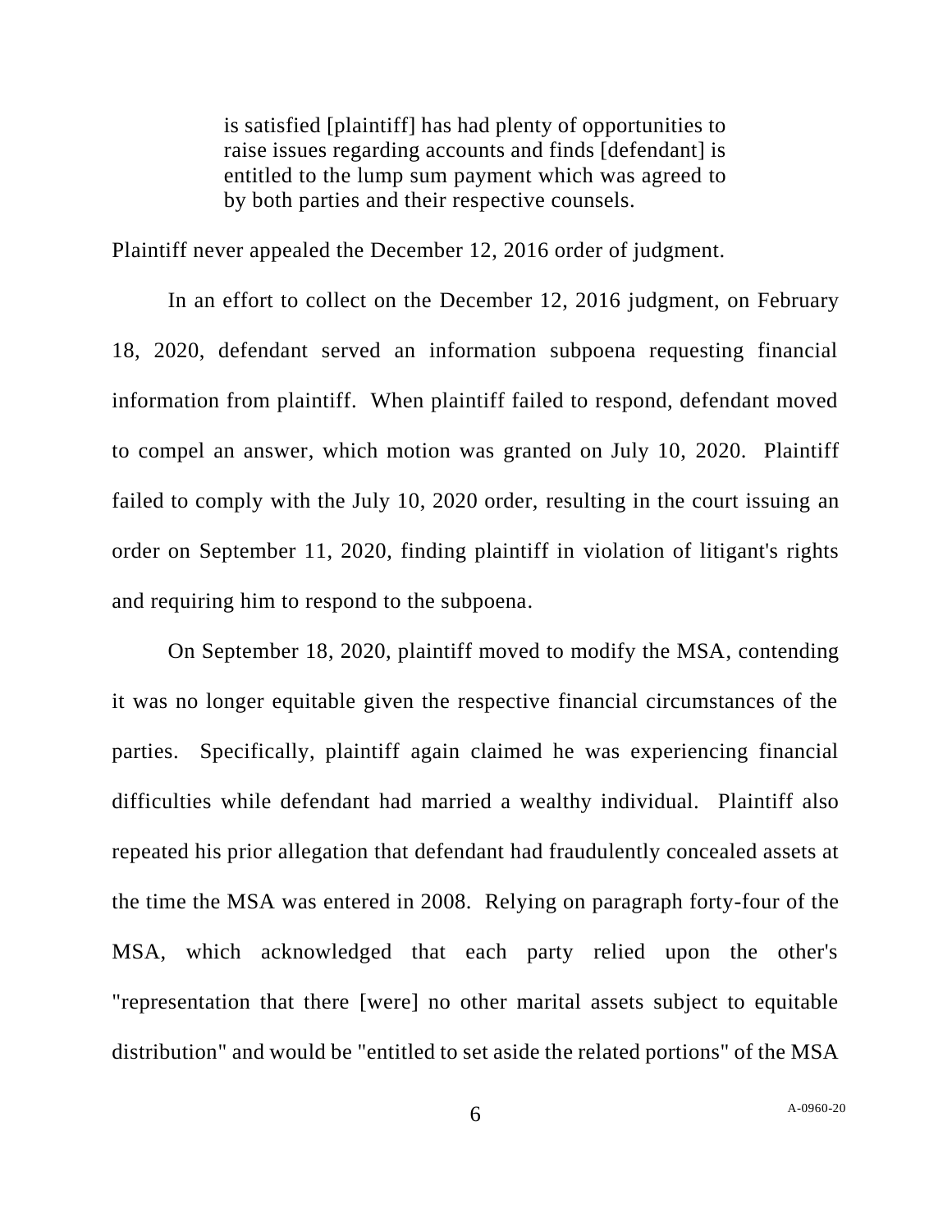> is satisfied [plaintiff] has had plenty of opportunities to raise issues regarding accounts and finds [defendant] is entitled to the lump sum payment which was agreed to by both parties and their respective counsels.

Plaintiff never appealed the December 12, 2016 order of judgment.

In an effort to collect on the December 12, 2016 judgment, on February 18, 2020, defendant served an information subpoena requesting financial information from plaintiff. When plaintiff failed to respond, defendant moved to compel an answer, which motion was granted on July 10, 2020. Plaintiff failed to comply with the July 10, 2020 order, resulting in the court issuing an order on September 11, 2020, finding plaintiff in violation of litigant's rights and requiring him to respond to the subpoena.

On September 18, 2020, plaintiff moved to modify the MSA, contending it was no longer equitable given the respective financial circumstances of the parties. Specifically, plaintiff again claimed he was experiencing financial difficulties while defendant had married a wealthy individual. Plaintiff also repeated his prior allegation that defendant had fraudulently concealed assets at the time the MSA was entered in 2008. Relying on paragraph forty-four of the MSA, which acknowledged that each party relied upon the other's "representation that there [were] no other marital assets subject to equitable distribution" and would be "entitled to set aside the related portions" of the MSA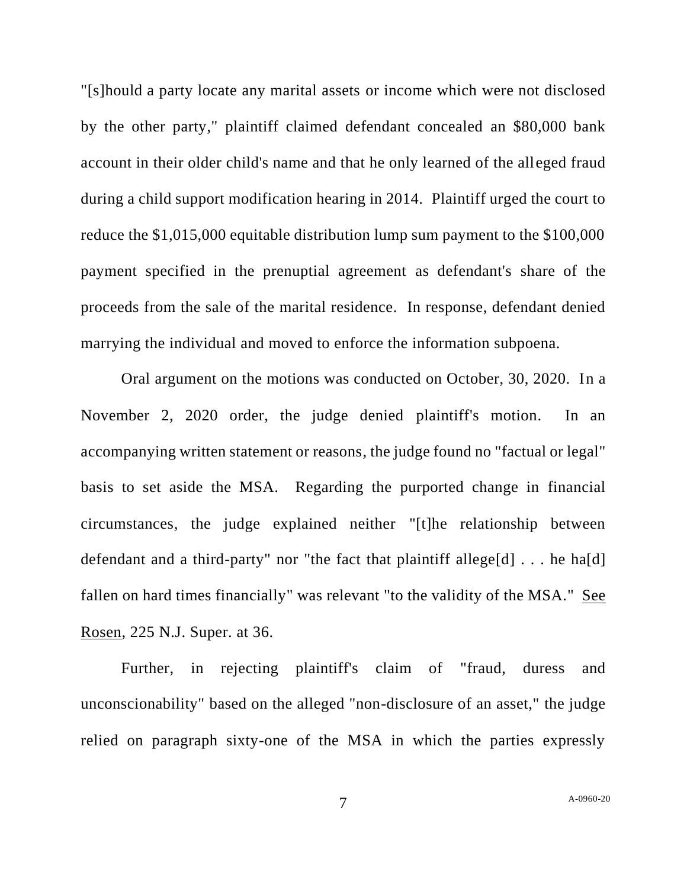"[s]hould a party locate any marital assets or income which were not disclosed by the other party," plaintiff claimed defendant concealed an $80,000 bank account in their older child's name and that he only learned of the alleged fraud during a child support modification hearing in 2014. Plaintiff urged the court to reduce the $1,015,000 equitable distribution lump sum payment to the $100,000 payment specified in the prenuptial agreement as defendant's share of the proceeds from the sale of the marital residence. In response, defendant denied marrying the individual and moved to enforce the information subpoena.

Oral argument on the motions was conducted on October, 30, 2020. In a November 2, 2020 order, the judge denied plaintiff's motion. In an accompanying written statement or reasons, the judge found no "factual or legal" basis to set aside the MSA. Regarding the purported change in financial circumstances, the judge explained neither "[t]he relationship between defendant and a third-party" nor "the fact that plaintiff allege[d] . . . he ha[d] fallen on hard times financially" was relevant "to the validity of the MSA." See Rosen, 225 N.J. Super. at 36.

Further, in rejecting plaintiff's claim of "fraud, duress and unconscionability" based on the alleged "non-disclosure of an asset," the judge relied on paragraph sixty-one of the MSA in which the parties expressly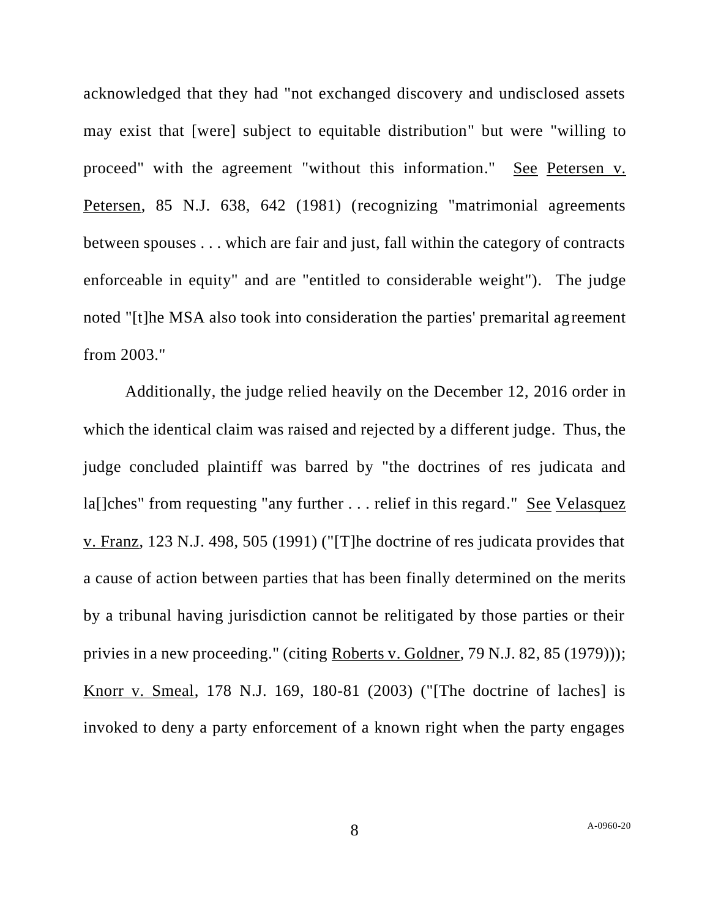acknowledged that they had "not exchanged discovery and undisclosed assets may exist that [were] subject to equitable distribution" but were "willing to proceed" with the agreement "without this information." See Petersen v. Petersen, 85 N.J. 638, 642 (1981) (recognizing "matrimonial agreements between spouses . . . which are fair and just, fall within the category of contracts enforceable in equity" and are "entitled to considerable weight"). The judge noted "[t]he MSA also took into consideration the parties' premarital agreement from 2003."

Additionally, the judge relied heavily on the December 12, 2016 order in which the identical claim was raised and rejected by a different judge. Thus, the judge concluded plaintiff was barred by "the doctrines of res judicata and la[]ches" from requesting "any further . . . relief in this regard." See Velasquez v. Franz, 123 N.J. 498, 505 (1991) ("[T]he doctrine of res judicata provides that a cause of action between parties that has been finally determined on the merits by a tribunal having jurisdiction cannot be relitigated by those parties or their privies in a new proceeding." (citing Roberts v. Goldner, 79 N.J. 82, 85 (1979))); Knorr v. Smeal, 178 N.J. 169, 180-81 (2003) ("[The doctrine of laches] is invoked to deny a party enforcement of a known right when the party engages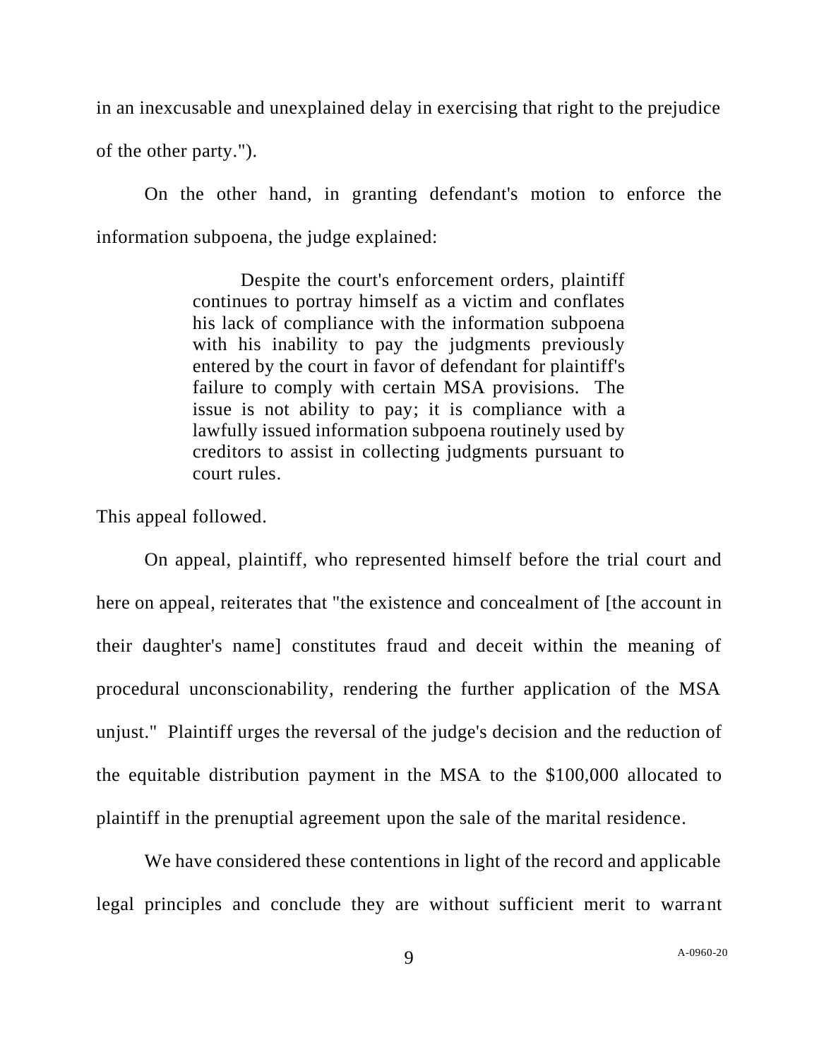in an inexcusable and unexplained delay in exercising that right to the prejudice of the other party.").

On the other hand, in granting defendant's motion to enforce the information subpoena, the judge explained:

> Despite the court's enforcement orders, plaintiff continues to portray himself as a victim and conflates his lack of compliance with the information subpoena with his inability to pay the judgments previously entered by the court in favor of defendant for plaintiff's failure to comply with certain MSA provisions. The issue is not ability to pay; it is compliance with a lawfully issued information subpoena routinely used by creditors to assist in collecting judgments pursuant to court rules.

This appeal followed.

On appeal, plaintiff, who represented himself before the trial court and here on appeal, reiterates that "the existence and concealment of [the account in their daughter's name] constitutes fraud and deceit within the meaning of procedural unconscionability, rendering the further application of the MSA unjust." Plaintiff urges the reversal of the judge's decision and the reduction of the equitable distribution payment in the MSA to the $100,000 allocated to plaintiff in the prenuptial agreement upon the sale of the marital residence.

We have considered these contentions in light of the record and applicable legal principles and conclude they are without sufficient merit to warrant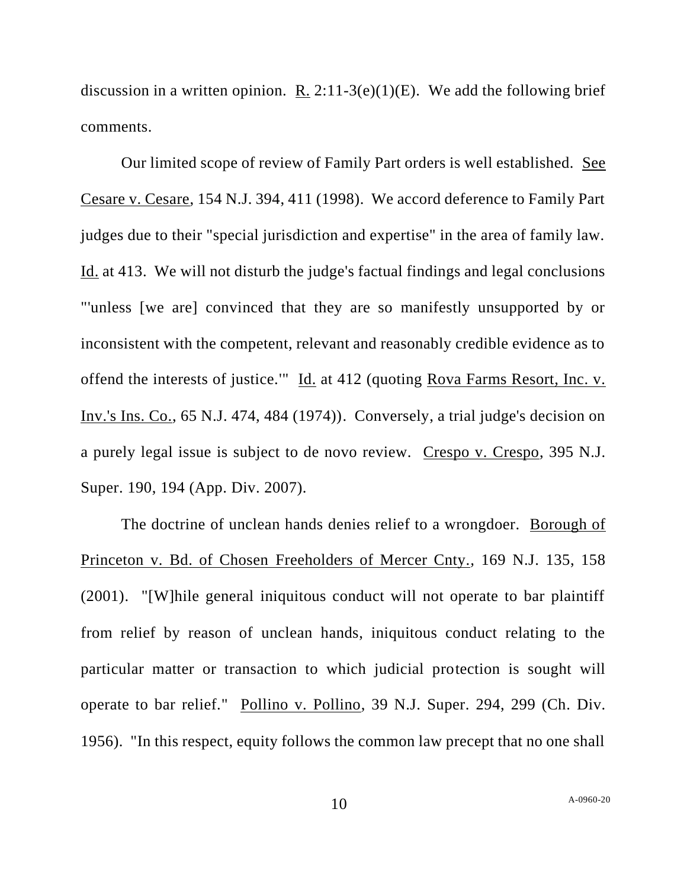discussion in a written opinion. R. 2:11-3(e)(1)(E). We add the following brief comments.

Our limited scope of review of Family Part orders is well established. See Cesare v. Cesare, 154 N.J. 394, 411 (1998). We accord deference to Family Part judges due to their "special jurisdiction and expertise" in the area of family law. Id. at 413. We will not disturb the judge's factual findings and legal conclusions "'unless [we are] convinced that they are so manifestly unsupported by or inconsistent with the competent, relevant and reasonably credible evidence as to offend the interests of justice.'" Id. at 412 (quoting Rova Farms Resort, Inc. v. Inv.'s Ins. Co., 65 N.J. 474, 484 (1974)). Conversely, a trial judge's decision on a purely legal issue is subject to de novo review. Crespo v. Crespo, 395 N.J. Super. 190, 194 (App. Div. 2007).

The doctrine of unclean hands denies relief to a wrongdoer. Borough of Princeton v. Bd. of Chosen Freeholders of Mercer Cnty., 169 N.J. 135, 158 (2001). "[W]hile general iniquitous conduct will not operate to bar plaintiff from relief by reason of unclean hands, iniquitous conduct relating to the particular matter or transaction to which judicial protection is sought will operate to bar relief." Pollino v. Pollino, 39 N.J. Super. 294, 299 (Ch. Div. 1956). "In this respect, equity follows the common law precept that no one shall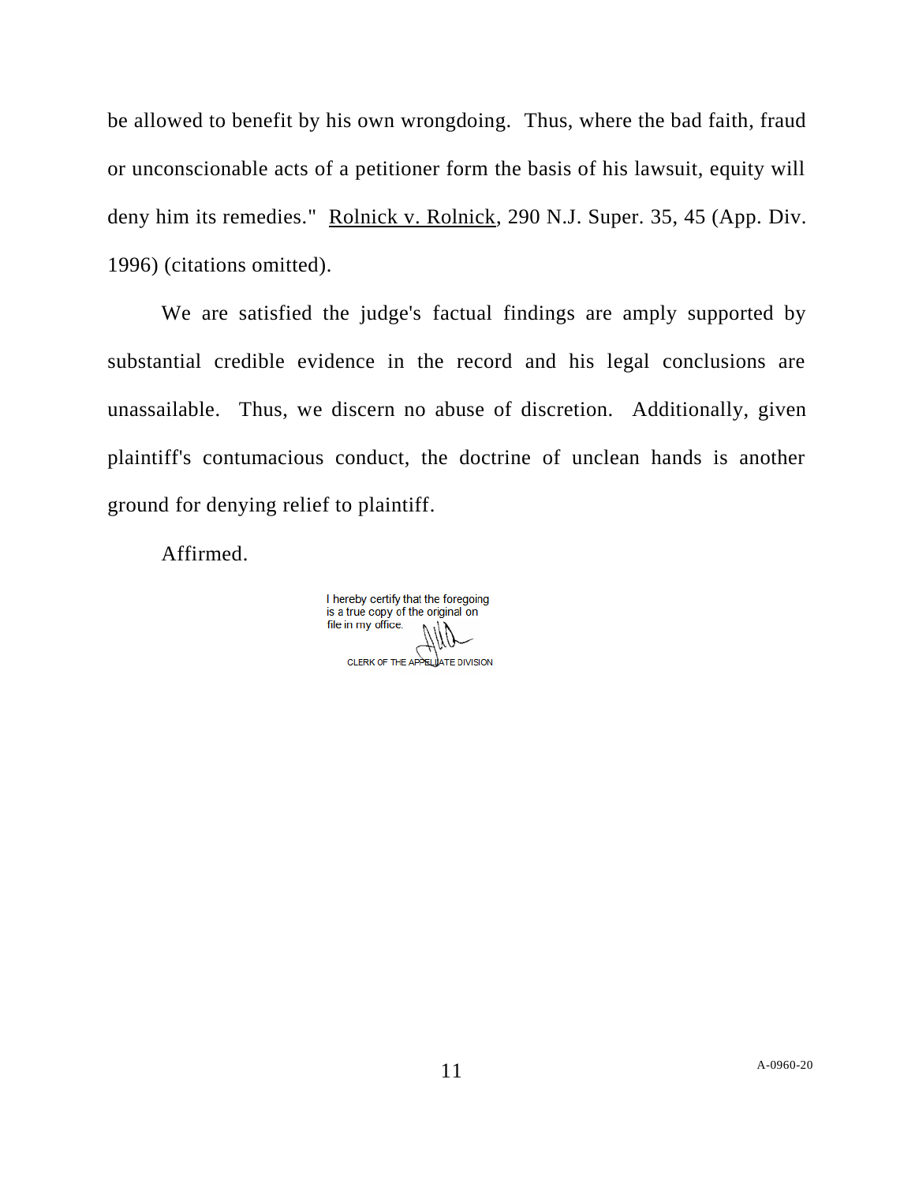be allowed to benefit by his own wrongdoing. Thus, where the bad faith, fraud or unconscionable acts of a petitioner form the basis of his lawsuit, equity will deny him its remedies." Rolnick v. Rolnick, 290 N.J. Super. 35, 45 (App. Div. 1996) (citations omitted).

We are satisfied the judge's factual findings are amply supported by substantial credible evidence in the record and his legal conclusions are unassailable. Thus, we discern no abuse of discretion. Additionally, given plaintiff's contumacious conduct, the doctrine of unclean hands is another ground for denying relief to plaintiff.

Affirmed.

I hereby certify that the foregoing is a true copy of the original on file in my office.

CLERK OF THE APPELLATE DIVISION